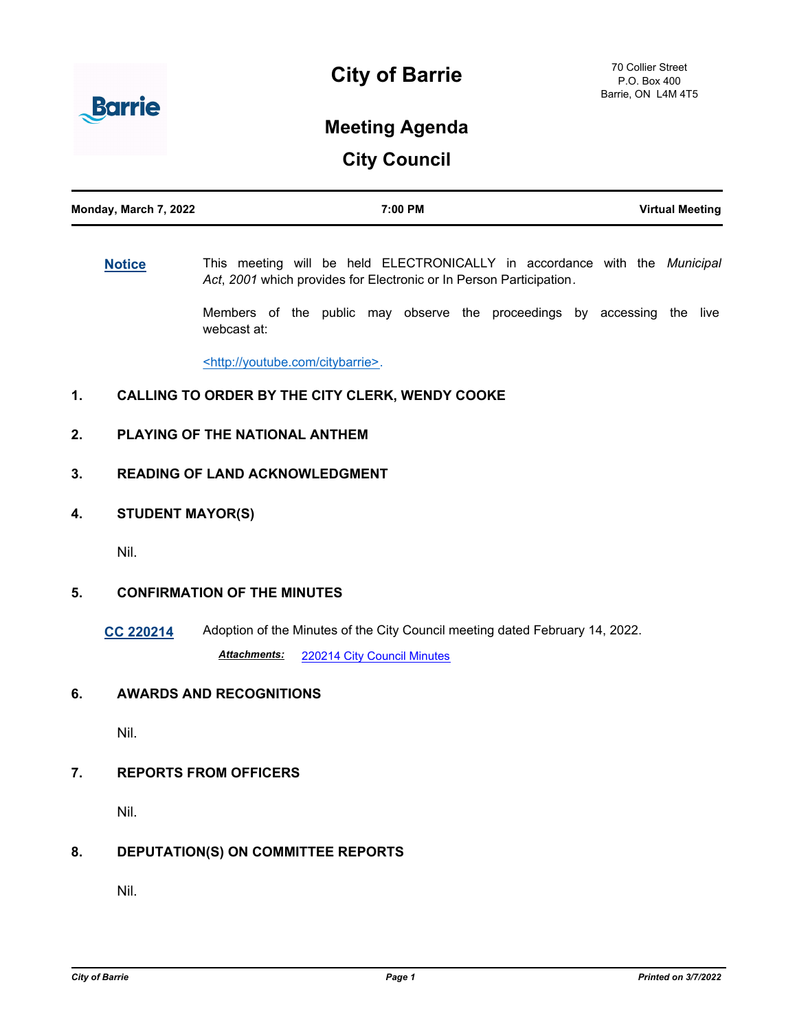# City of Barrie

70 Collier Street
P.O. Box 400
Barrie, ON L4M 4T5

## Meeting Agenda

## City Council

**Monday, March 7, 2022** | **7:00 PM** | **Virtual Meeting**

**Notice** This meeting will be held ELECTRONICALLY in accordance with the *Municipal Act*, *2001* which provides for Electronic or In Person Participation.

Members of the public may observe the proceedings by accessing the live webcast at:

<http://youtube.com/citybarrie>.

### 1. CALLING TO ORDER BY THE CITY CLERK, WENDY COOKE

### 2. PLAYING OF THE NATIONAL ANTHEM

### 3. READING OF LAND ACKNOWLEDGMENT

### 4. STUDENT MAYOR(S)

Nil.

### 5. CONFIRMATION OF THE MINUTES

**CC 220214** Adoption of the Minutes of the City Council meeting dated February 14, 2022.

***Attachments:*** 220214 City Council Minutes

### 6. AWARDS AND RECOGNITIONS

Nil.

### 7. REPORTS FROM OFFICERS

Nil.

### 8. DEPUTATION(S) ON COMMITTEE REPORTS

Nil.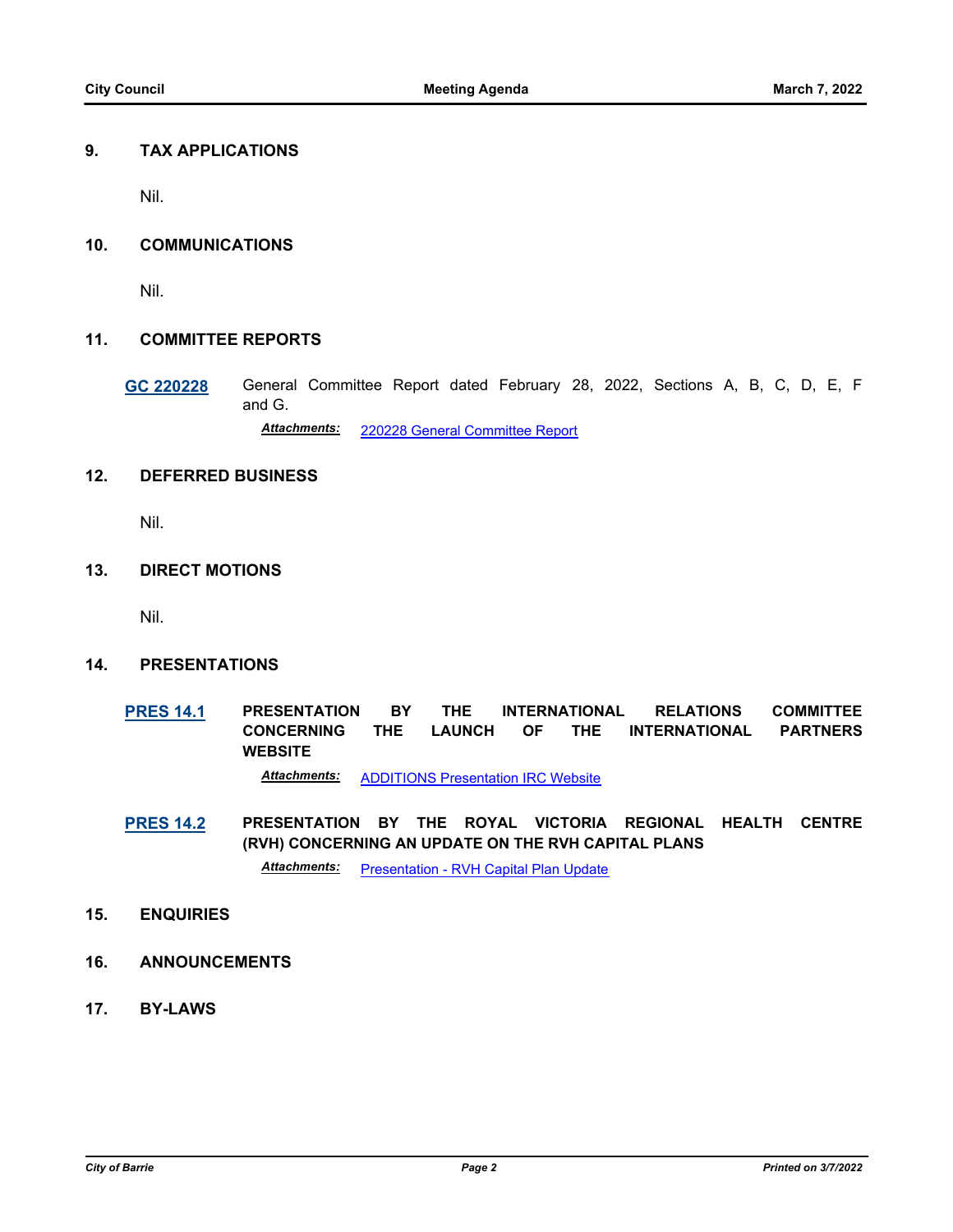## 9. TAX APPLICATIONS

Nil.

## 10. COMMUNICATIONS

Nil.

## 11. COMMITTEE REPORTS

**GC 220228** General Committee Report dated February 28, 2022, Sections A, B, C, D, E, F and G.

***Attachments:*** 220228 General Committee Report

## 12. DEFERRED BUSINESS

Nil.

## 13. DIRECT MOTIONS

Nil.

## 14. PRESENTATIONS

**PRES 14.1** **PRESENTATION BY THE INTERNATIONAL RELATIONS COMMITTEE CONCERNING THE LAUNCH OF THE INTERNATIONAL PARTNERS WEBSITE**

***Attachments:*** ADDITIONS Presentation IRC Website

**PRES 14.2** **PRESENTATION BY THE ROYAL VICTORIA REGIONAL HEALTH CENTRE (RVH) CONCERNING AN UPDATE ON THE RVH CAPITAL PLANS**

***Attachments:*** Presentation - RVH Capital Plan Update

## 15. ENQUIRIES

## 16. ANNOUNCEMENTS

## 17. BY-LAWS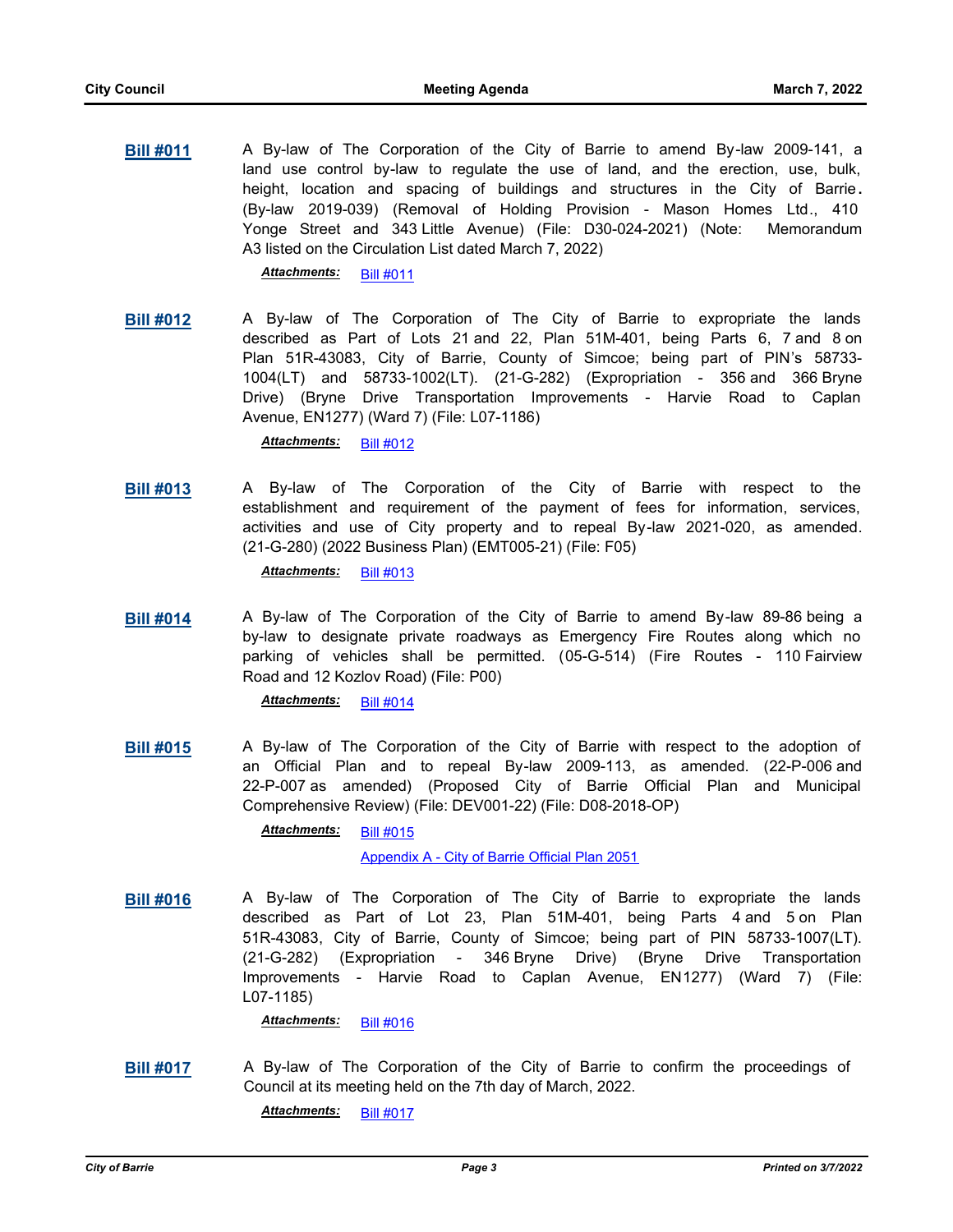**Bill #011** A By-law of The Corporation of the City of Barrie to amend By-law 2009-141, a land use control by-law to regulate the use of land, and the erection, use, bulk, height, location and spacing of buildings and structures in the City of Barrie. (By-law 2019-039) (Removal of Holding Provision - Mason Homes Ltd., 410 Yonge Street and 343 Little Avenue) (File: D30-024-2021) (Note: Memorandum A3 listed on the Circulation List dated March 7, 2022)

***Attachments:*** Bill #011

**Bill #012** A By-law of The Corporation of The City of Barrie to expropriate the lands described as Part of Lots 21 and 22, Plan 51M-401, being Parts 6, 7 and 8 on Plan 51R-43083, City of Barrie, County of Simcoe; being part of PIN's 58733-1004(LT) and 58733-1002(LT). (21-G-282) (Expropriation - 356 and 366 Bryne Drive) (Bryne Drive Transportation Improvements - Harvie Road to Caplan Avenue, EN1277) (Ward 7) (File: L07-1186)

***Attachments:*** Bill #012

**Bill #013** A By-law of The Corporation of the City of Barrie with respect to the establishment and requirement of the payment of fees for information, services, activities and use of City property and to repeal By-law 2021-020, as amended. (21-G-280) (2022 Business Plan) (EMT005-21) (File: F05)

***Attachments:*** Bill #013

**Bill #014** A By-law of The Corporation of the City of Barrie to amend By-law 89-86 being a by-law to designate private roadways as Emergency Fire Routes along which no parking of vehicles shall be permitted. (05-G-514) (Fire Routes - 110 Fairview Road and 12 Kozlov Road) (File: P00)

***Attachments:*** Bill #014

**Bill #015** A By-law of The Corporation of the City of Barrie with respect to the adoption of an Official Plan and to repeal By-law 2009-113, as amended. (22-P-006 and 22-P-007 as amended) (Proposed City of Barrie Official Plan and Municipal Comprehensive Review) (File: DEV001-22) (File: D08-2018-OP)

***Attachments:*** Bill #015
Appendix A - City of Barrie Official Plan 2051

**Bill #016** A By-law of The Corporation of The City of Barrie to expropriate the lands described as Part of Lot 23, Plan 51M-401, being Parts 4 and 5 on Plan 51R-43083, City of Barrie, County of Simcoe; being part of PIN 58733-1007(LT). (21-G-282) (Expropriation - 346 Bryne Drive) (Bryne Drive Transportation Improvements - Harvie Road to Caplan Avenue, EN1277) (Ward 7) (File: L07-1185)

***Attachments:*** Bill #016

**Bill #017** A By-law of The Corporation of the City of Barrie to confirm the proceedings of Council at its meeting held on the 7th day of March, 2022.

***Attachments:*** Bill #017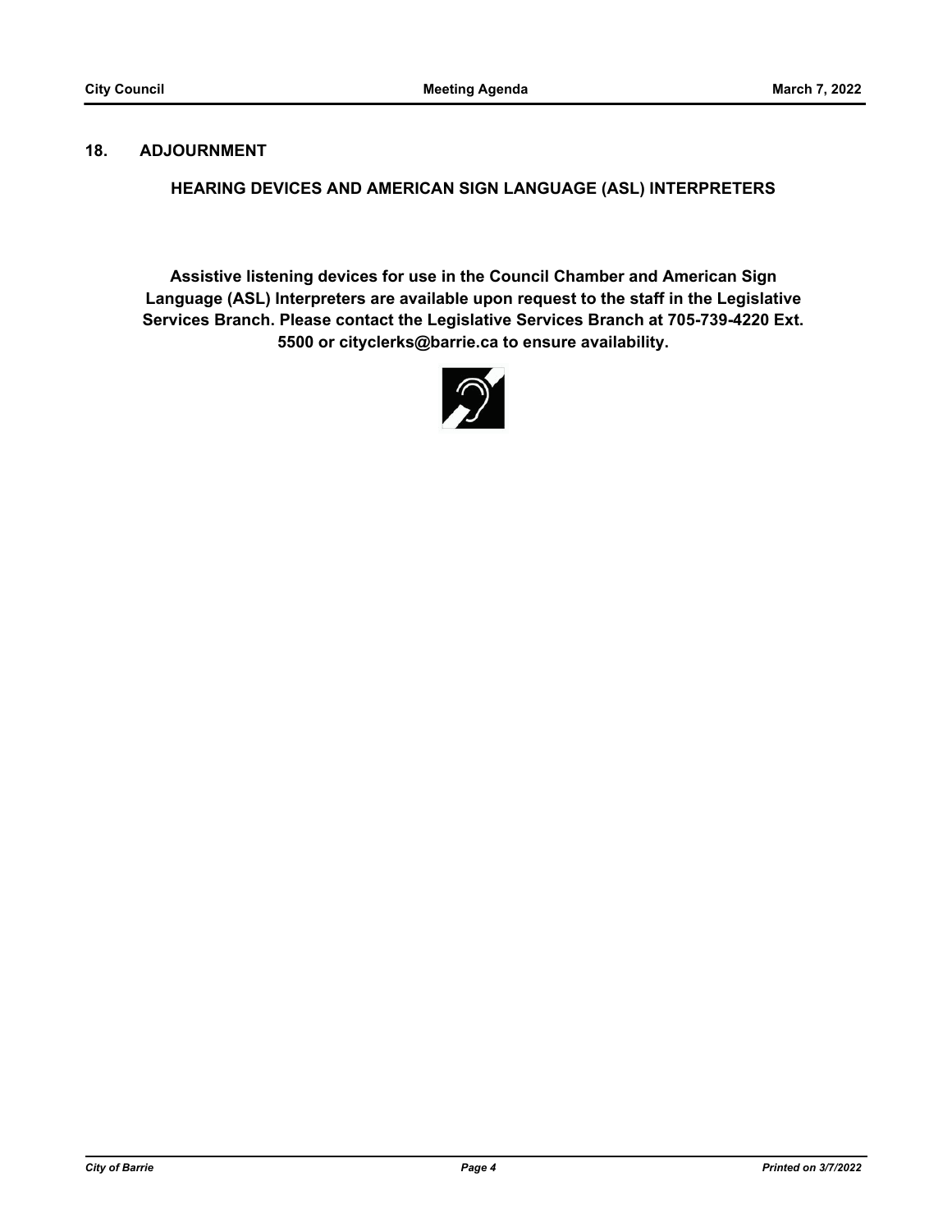## 18. ADJOURNMENT

**HEARING DEVICES AND AMERICAN SIGN LANGUAGE (ASL) INTERPRETERS**

**Assistive listening devices for use in the Council Chamber and American Sign Language (ASL) Interpreters are available upon request to the staff in the Legislative Services Branch. Please contact the Legislative Services Branch at 705-739-4220 Ext. 5500 or cityclerks@barrie.ca to ensure availability.**